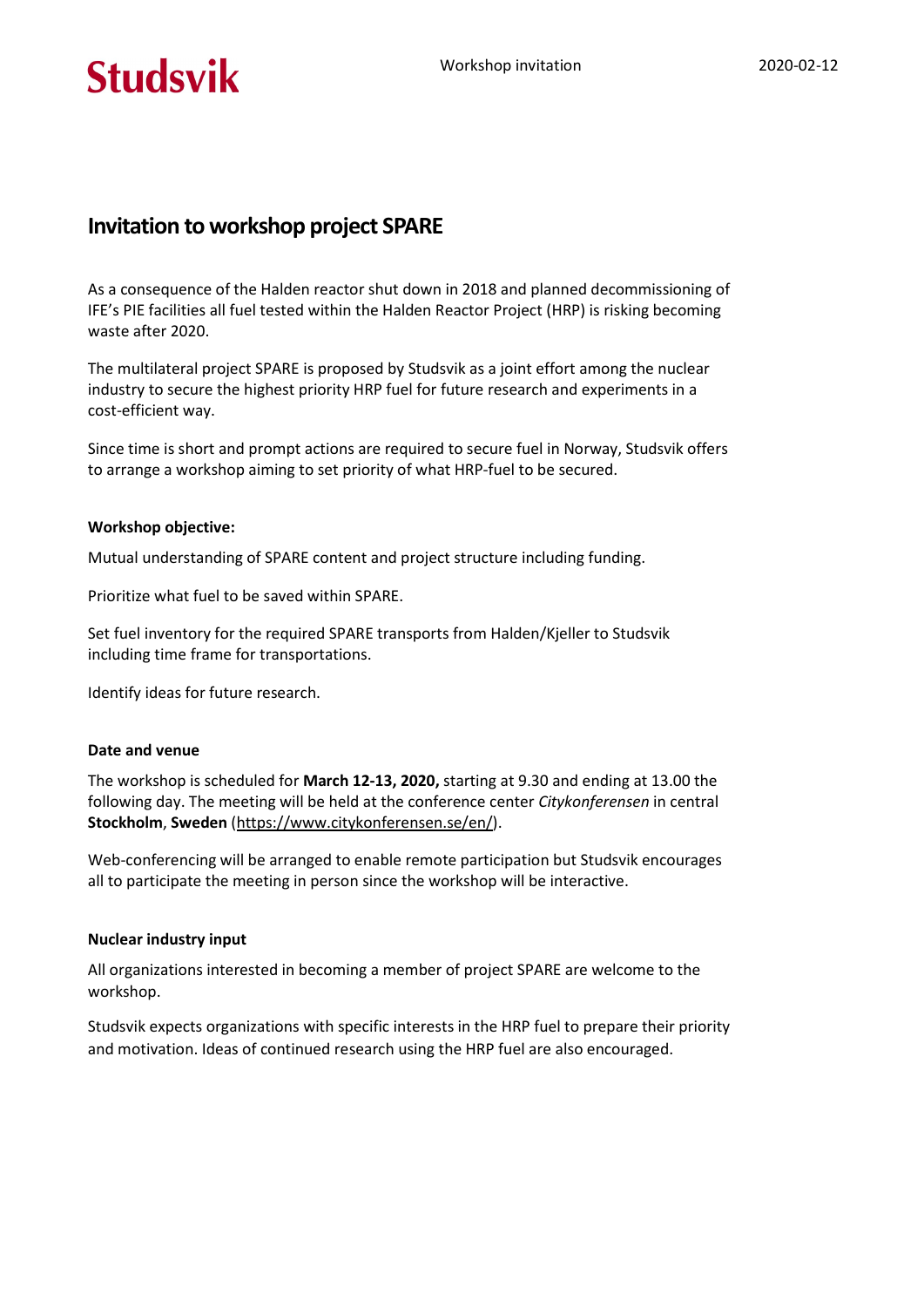# Invitation to workshop project SPARE

As a consequence of the Halden reactor shut down in 2018 and planned decommissioning of IFE's PIE facilities all fuel tested within the Halden Reactor Project (HRP) is risking becoming waste after 2020.

The multilateral project SPARE is proposed by Studsvik as a joint effort among the nuclear industry to secure the highest priority HRP fuel for future research and experiments in a cost-efficient way.

Since time is short and prompt actions are required to secure fuel in Norway, Studsvik offers to arrange a workshop aiming to set priority of what HRP-fuel to be secured.

**Workshop objective:**

Mutual understanding of SPARE content and project structure including funding.

Prioritize what fuel to be saved within SPARE.

Set fuel inventory for the required SPARE transports from Halden/Kjeller to Studsvik including time frame for transportations.

Identify ideas for future research.

**Date and venue**

The workshop is scheduled for **March 12-13, 2020,** starting at 9.30 and ending at 13.00 the following day. The meeting will be held at the conference center *Citykonferensen* in central **Stockholm**, **Sweden** (https://www.citykonferensen.se/en/).

Web-conferencing will be arranged to enable remote participation but Studsvik encourages all to participate the meeting in person since the workshop will be interactive.

**Nuclear industry input**

All organizations interested in becoming a member of project SPARE are welcome to the workshop.

Studsvik expects organizations with specific interests in the HRP fuel to prepare their priority and motivation. Ideas of continued research using the HRP fuel are also encouraged.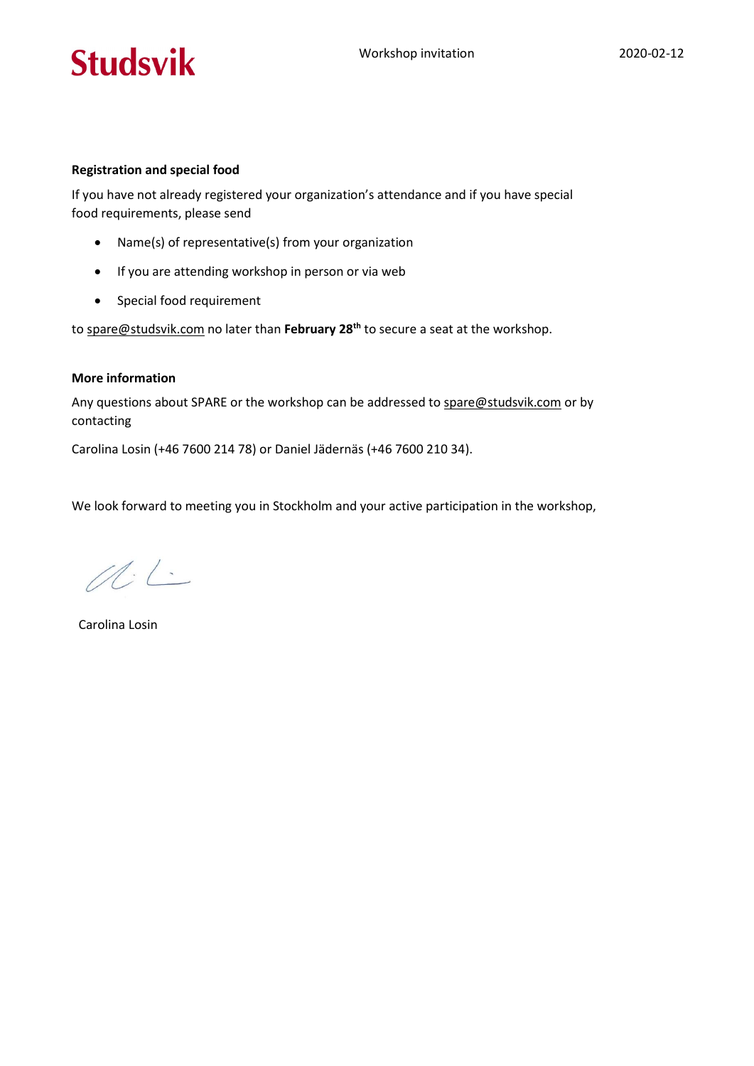**Registration and special food**

If you have not already registered your organization's attendance and if you have special food requirements, please send

- Name(s) of representative(s) from your organization
- If you are attending workshop in person or via web
- Special food requirement

to spare@studsvik.com no later than **February 28th** to secure a seat at the workshop.

**More information**

Any questions about SPARE or the workshop can be addressed to spare@studsvik.com or by contacting

Carolina Losin (+46 7600 214 78) or Daniel Jädernäs (+46 7600 210 34).

We look forward to meeting you in Stockholm and your active participation in the workshop,

Carolina Losin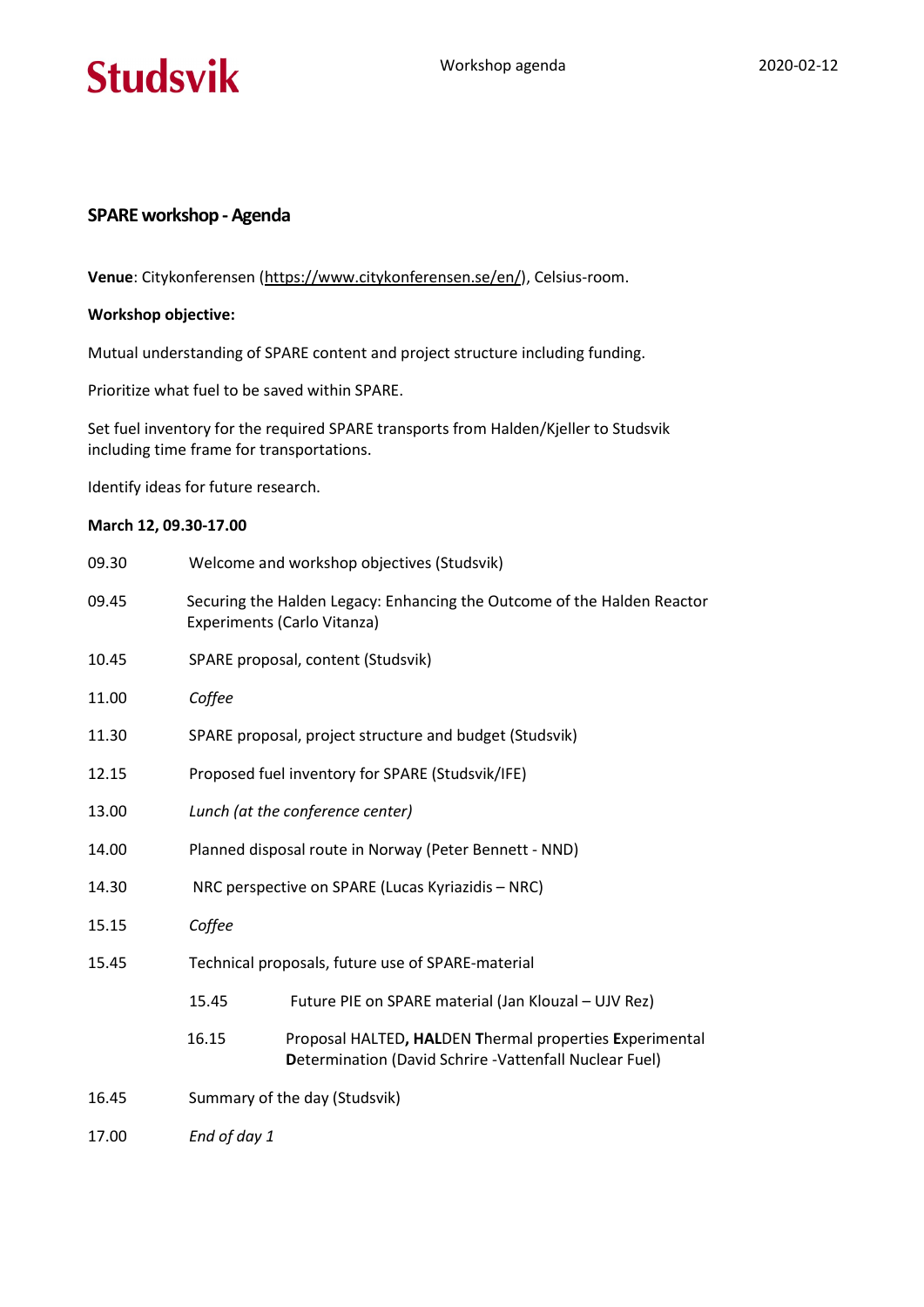Studsvik        Workshop agenda        2020-02-12

## SPARE workshop - Agenda

**Venue**: Citykonferensen (https://www.citykonferensen.se/en/), Celsius-room.

**Workshop objective:**

Mutual understanding of SPARE content and project structure including funding.

Prioritize what fuel to be saved within SPARE.

Set fuel inventory for the required SPARE transports from Halden/Kjeller to Studsvik including time frame for transportations.

Identify ideas for future research.

**March 12, 09.30-17.00**

| | | |
|---|---|---|
| 09.30 | Welcome and workshop objectives (Studsvik) | |
| 09.45 | Securing the Halden Legacy: Enhancing the Outcome of the Halden Reactor Experiments (Carlo Vitanza) | |
| 10.45 | SPARE proposal, content (Studsvik) | |
| 11.00 | *Coffee* | |
| 11.30 | SPARE proposal, project structure and budget (Studsvik) | |
| 12.15 | Proposed fuel inventory for SPARE (Studsvik/IFE) | |
| 13.00 | *Lunch (at the conference center)* | |
| 14.00 | Planned disposal route in Norway (Peter Bennett - NND) | |
| 14.30 | NRC perspective on SPARE (Lucas Kyriazidis – NRC) | |
| 15.15 | *Coffee* | |
| 15.45 | Technical proposals, future use of SPARE-material | |
| | 15.45 | Future PIE on SPARE material (Jan Klouzal – UJV Rez) |
| | 16.15 | Proposal HALTED**, HAL**DEN **T**hermal properties **E**xperimental **D**etermination (David Schrire -Vattenfall Nuclear Fuel) |
| 16.45 | Summary of the day (Studsvik) | |
| 17.00 | *End of day 1* | |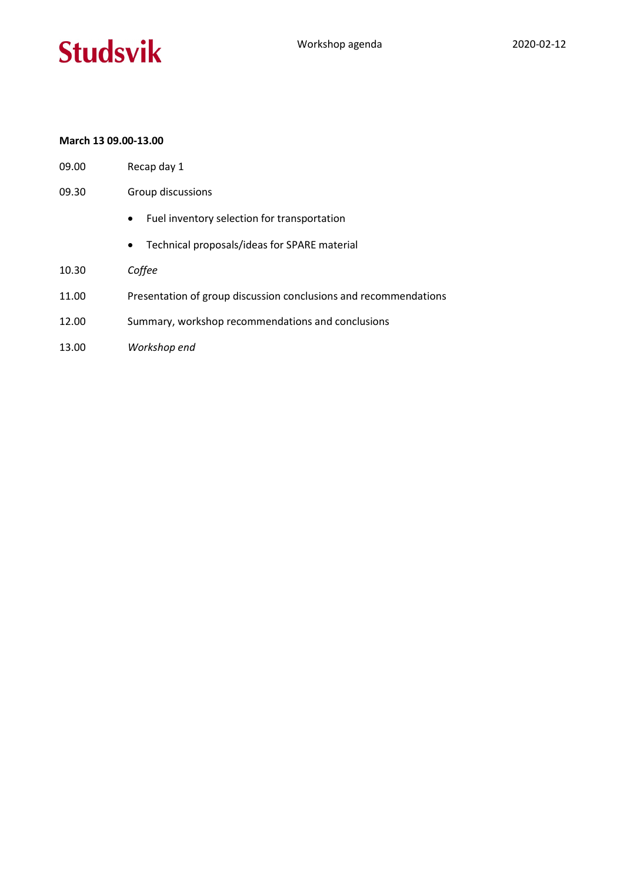**March 13 09.00-13.00**

09.00 Recap day 1

09.30 Group discussions

- Fuel inventory selection for transportation
- Technical proposals/ideas for SPARE material

10.30 *Coffee*

11.00 Presentation of group discussion conclusions and recommendations

12.00 Summary, workshop recommendations and conclusions

13.00 *Workshop end*